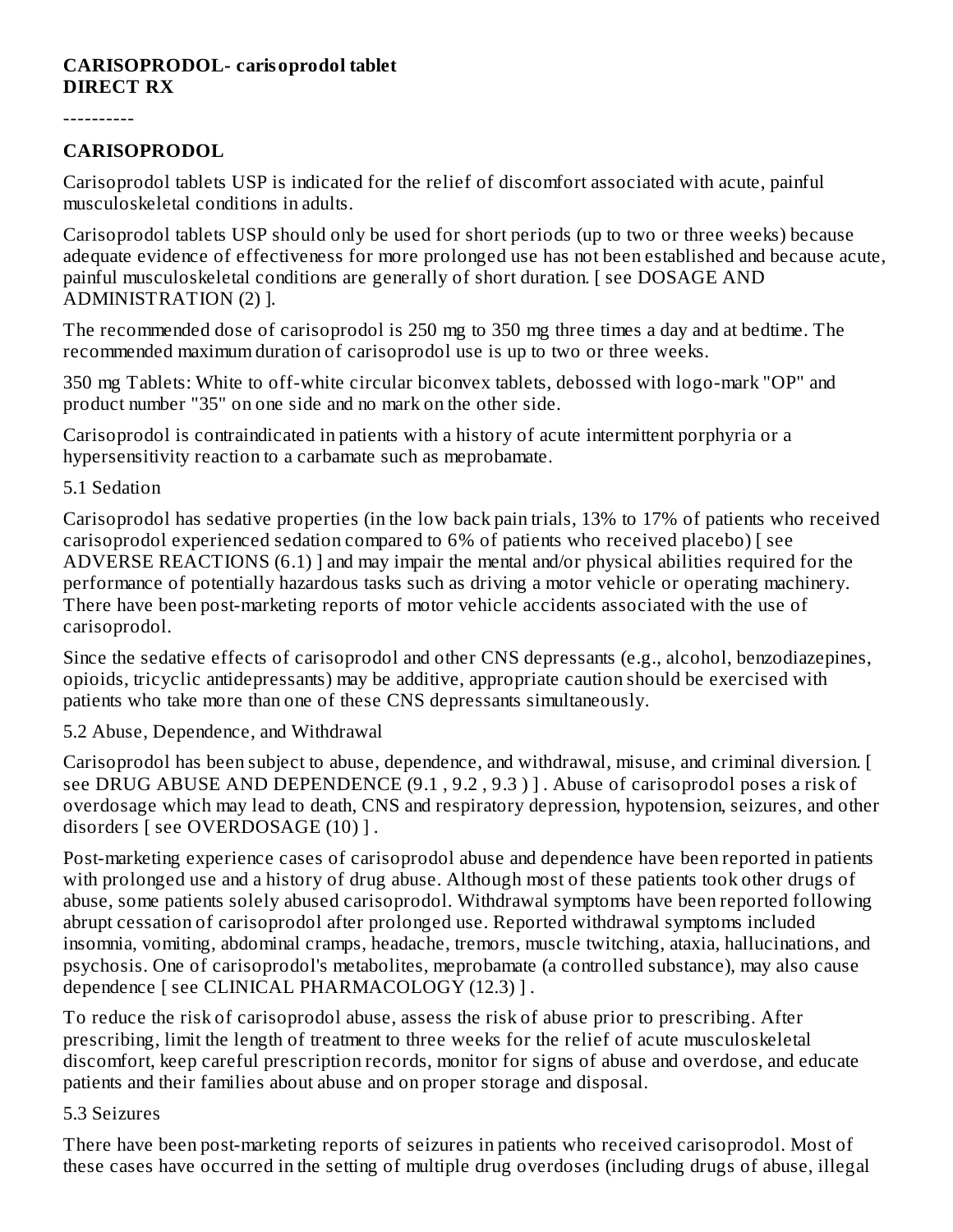**CARISOPRODOL- carisoprodol tablet**
**DIRECT RX**

----------

## CARISOPRODOL

Carisoprodol tablets USP is indicated for the relief of discomfort associated with acute, painful musculoskeletal conditions in adults.

Carisoprodol tablets USP should only be used for short periods (up to two or three weeks) because adequate evidence of effectiveness for more prolonged use has not been established and because acute, painful musculoskeletal conditions are generally of short duration. [ see DOSAGE AND ADMINISTRATION (2) ].

The recommended dose of carisoprodol is 250 mg to 350 mg three times a day and at bedtime. The recommended maximum duration of carisoprodol use is up to two or three weeks.

350 mg Tablets: White to off-white circular biconvex tablets, debossed with logo-mark "OP" and product number "35" on one side and no mark on the other side.

Carisoprodol is contraindicated in patients with a history of acute intermittent porphyria or a hypersensitivity reaction to a carbamate such as meprobamate.

5.1 Sedation

Carisoprodol has sedative properties (in the low back pain trials, 13% to 17% of patients who received carisoprodol experienced sedation compared to 6% of patients who received placebo) [ see ADVERSE REACTIONS (6.1) ] and may impair the mental and/or physical abilities required for the performance of potentially hazardous tasks such as driving a motor vehicle or operating machinery. There have been post-marketing reports of motor vehicle accidents associated with the use of carisoprodol.

Since the sedative effects of carisoprodol and other CNS depressants (e.g., alcohol, benzodiazepines, opioids, tricyclic antidepressants) may be additive, appropriate caution should be exercised with patients who take more than one of these CNS depressants simultaneously.

5.2 Abuse, Dependence, and Withdrawal

Carisoprodol has been subject to abuse, dependence, and withdrawal, misuse, and criminal diversion. [ see DRUG ABUSE AND DEPENDENCE (9.1 , 9.2 , 9.3 ) ] . Abuse of carisoprodol poses a risk of overdosage which may lead to death, CNS and respiratory depression, hypotension, seizures, and other disorders [ see OVERDOSAGE (10) ] .

Post-marketing experience cases of carisoprodol abuse and dependence have been reported in patients with prolonged use and a history of drug abuse. Although most of these patients took other drugs of abuse, some patients solely abused carisoprodol. Withdrawal symptoms have been reported following abrupt cessation of carisoprodol after prolonged use. Reported withdrawal symptoms included insomnia, vomiting, abdominal cramps, headache, tremors, muscle twitching, ataxia, hallucinations, and psychosis. One of carisoprodol's metabolites, meprobamate (a controlled substance), may also cause dependence [ see CLINICAL PHARMACOLOGY (12.3) ] .

To reduce the risk of carisoprodol abuse, assess the risk of abuse prior to prescribing. After prescribing, limit the length of treatment to three weeks for the relief of acute musculoskeletal discomfort, keep careful prescription records, monitor for signs of abuse and overdose, and educate patients and their families about abuse and on proper storage and disposal.

5.3 Seizures

There have been post-marketing reports of seizures in patients who received carisoprodol. Most of these cases have occurred in the setting of multiple drug overdoses (including drugs of abuse, illegal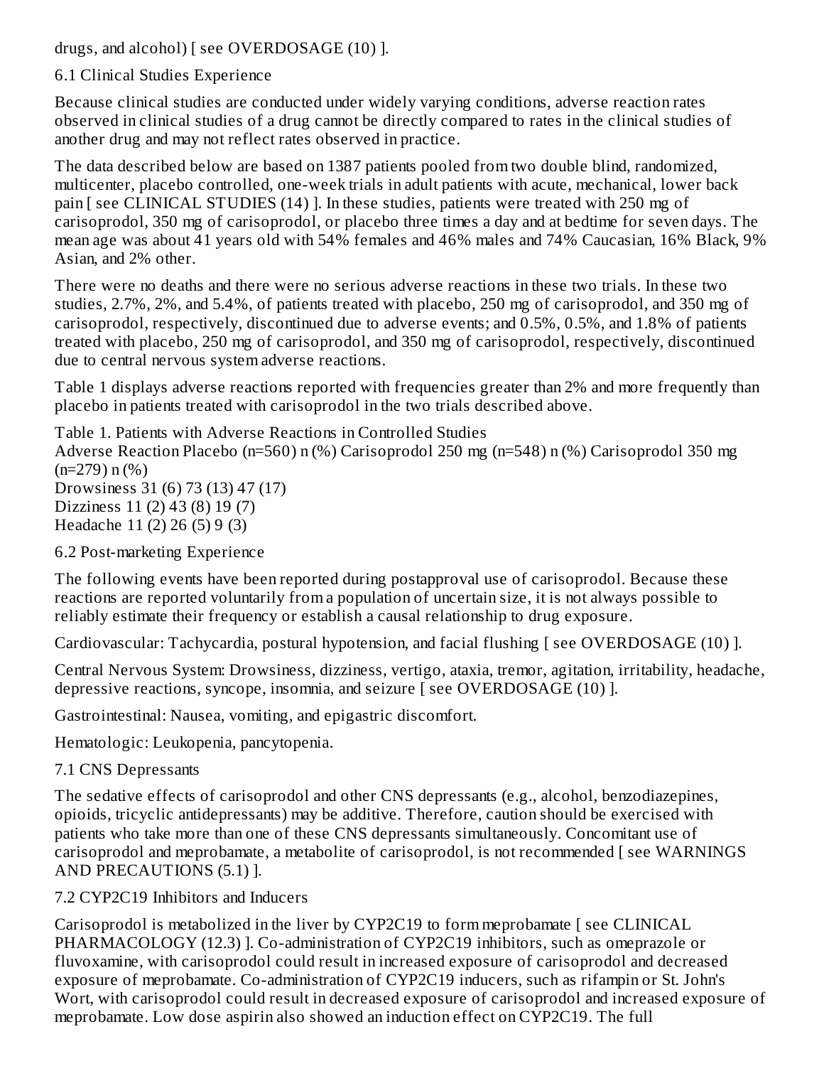drugs, and alcohol) [ see OVERDOSAGE (10) ].

## 6.1 Clinical Studies Experience

Because clinical studies are conducted under widely varying conditions, adverse reaction rates observed in clinical studies of a drug cannot be directly compared to rates in the clinical studies of another drug and may not reflect rates observed in practice.

The data described below are based on 1387 patients pooled from two double blind, randomized, multicenter, placebo controlled, one-week trials in adult patients with acute, mechanical, lower back pain [ see CLINICAL STUDIES (14) ]. In these studies, patients were treated with 250 mg of carisoprodol, 350 mg of carisoprodol, or placebo three times a day and at bedtime for seven days. The mean age was about 41 years old with 54% females and 46% males and 74% Caucasian, 16% Black, 9% Asian, and 2% other.

There were no deaths and there were no serious adverse reactions in these two trials. In these two studies, 2.7%, 2%, and 5.4%, of patients treated with placebo, 250 mg of carisoprodol, and 350 mg of carisoprodol, respectively, discontinued due to adverse events; and 0.5%, 0.5%, and 1.8% of patients treated with placebo, 250 mg of carisoprodol, and 350 mg of carisoprodol, respectively, discontinued due to central nervous system adverse reactions.

Table 1 displays adverse reactions reported with frequencies greater than 2% and more frequently than placebo in patients treated with carisoprodol in the two trials described above.

Table 1. Patients with Adverse Reactions in Controlled Studies

| Adverse Reaction | Placebo (n=560) n (%) | Carisoprodol 250 mg (n=548) n (%) | Carisoprodol 350 mg (n=279) n (%) |
|---|---|---|---|
| Drowsiness | 31 (6) | 73 (13) | 47 (17) |
| Dizziness | 11 (2) | 43 (8) | 19 (7) |
| Headache | 11 (2) | 26 (5) | 9 (3) |

## 6.2 Post-marketing Experience

The following events have been reported during postapproval use of carisoprodol. Because these reactions are reported voluntarily from a population of uncertain size, it is not always possible to reliably estimate their frequency or establish a causal relationship to drug exposure.

Cardiovascular: Tachycardia, postural hypotension, and facial flushing [ see OVERDOSAGE (10) ].

Central Nervous System: Drowsiness, dizziness, vertigo, ataxia, tremor, agitation, irritability, headache, depressive reactions, syncope, insomnia, and seizure [ see OVERDOSAGE (10) ].

Gastrointestinal: Nausea, vomiting, and epigastric discomfort.

Hematologic: Leukopenia, pancytopenia.

## 7.1 CNS Depressants

The sedative effects of carisoprodol and other CNS depressants (e.g., alcohol, benzodiazepines, opioids, tricyclic antidepressants) may be additive. Therefore, caution should be exercised with patients who take more than one of these CNS depressants simultaneously. Concomitant use of carisoprodol and meprobamate, a metabolite of carisoprodol, is not recommended [ see WARNINGS AND PRECAUTIONS (5.1) ].

## 7.2 CYP2C19 Inhibitors and Inducers

Carisoprodol is metabolized in the liver by CYP2C19 to form meprobamate [ see CLINICAL PHARMACOLOGY (12.3) ]. Co-administration of CYP2C19 inhibitors, such as omeprazole or fluvoxamine, with carisoprodol could result in increased exposure of carisoprodol and decreased exposure of meprobamate. Co-administration of CYP2C19 inducers, such as rifampin or St. John's Wort, with carisoprodol could result in decreased exposure of carisoprodol and increased exposure of meprobamate. Low dose aspirin also showed an induction effect on CYP2C19. The full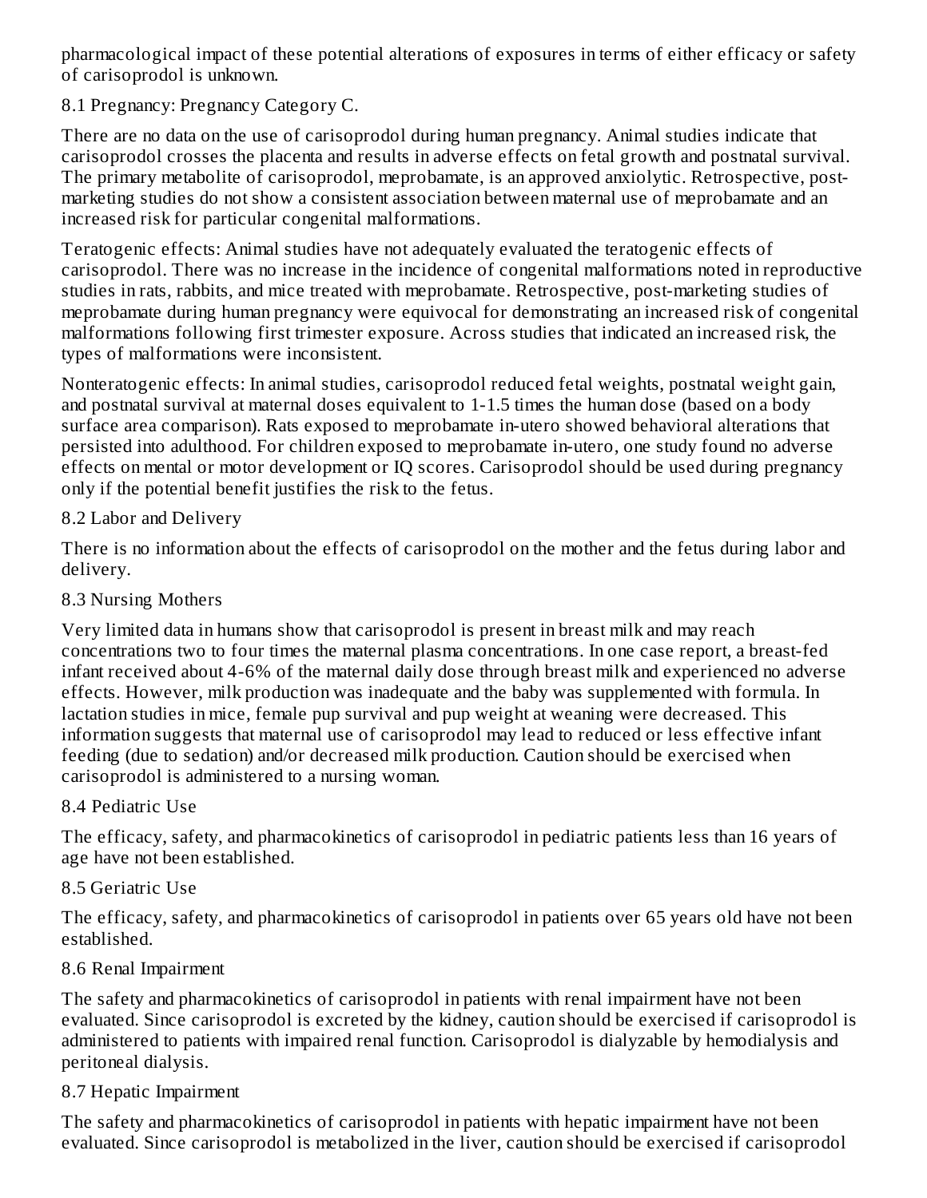pharmacological impact of these potential alterations of exposures in terms of either efficacy or safety of carisoprodol is unknown.

## 8.1 Pregnancy: Pregnancy Category C.

There are no data on the use of carisoprodol during human pregnancy. Animal studies indicate that carisoprodol crosses the placenta and results in adverse effects on fetal growth and postnatal survival. The primary metabolite of carisoprodol, meprobamate, is an approved anxiolytic. Retrospective, post-marketing studies do not show a consistent association between maternal use of meprobamate and an increased risk for particular congenital malformations.

Teratogenic effects: Animal studies have not adequately evaluated the teratogenic effects of carisoprodol. There was no increase in the incidence of congenital malformations noted in reproductive studies in rats, rabbits, and mice treated with meprobamate. Retrospective, post-marketing studies of meprobamate during human pregnancy were equivocal for demonstrating an increased risk of congenital malformations following first trimester exposure. Across studies that indicated an increased risk, the types of malformations were inconsistent.

Nonteratogenic effects: In animal studies, carisoprodol reduced fetal weights, postnatal weight gain, and postnatal survival at maternal doses equivalent to 1-1.5 times the human dose (based on a body surface area comparison). Rats exposed to meprobamate in-utero showed behavioral alterations that persisted into adulthood. For children exposed to meprobamate in-utero, one study found no adverse effects on mental or motor development or IQ scores. Carisoprodol should be used during pregnancy only if the potential benefit justifies the risk to the fetus.

## 8.2 Labor and Delivery

There is no information about the effects of carisoprodol on the mother and the fetus during labor and delivery.

## 8.3 Nursing Mothers

Very limited data in humans show that carisoprodol is present in breast milk and may reach concentrations two to four times the maternal plasma concentrations. In one case report, a breast-fed infant received about 4-6% of the maternal daily dose through breast milk and experienced no adverse effects. However, milk production was inadequate and the baby was supplemented with formula. In lactation studies in mice, female pup survival and pup weight at weaning were decreased. This information suggests that maternal use of carisoprodol may lead to reduced or less effective infant feeding (due to sedation) and/or decreased milk production. Caution should be exercised when carisoprodol is administered to a nursing woman.

## 8.4 Pediatric Use

The efficacy, safety, and pharmacokinetics of carisoprodol in pediatric patients less than 16 years of age have not been established.

## 8.5 Geriatric Use

The efficacy, safety, and pharmacokinetics of carisoprodol in patients over 65 years old have not been established.

## 8.6 Renal Impairment

The safety and pharmacokinetics of carisoprodol in patients with renal impairment have not been evaluated. Since carisoprodol is excreted by the kidney, caution should be exercised if carisoprodol is administered to patients with impaired renal function. Carisoprodol is dialyzable by hemodialysis and peritoneal dialysis.

## 8.7 Hepatic Impairment

The safety and pharmacokinetics of carisoprodol in patients with hepatic impairment have not been evaluated. Since carisoprodol is metabolized in the liver, caution should be exercised if carisoprodol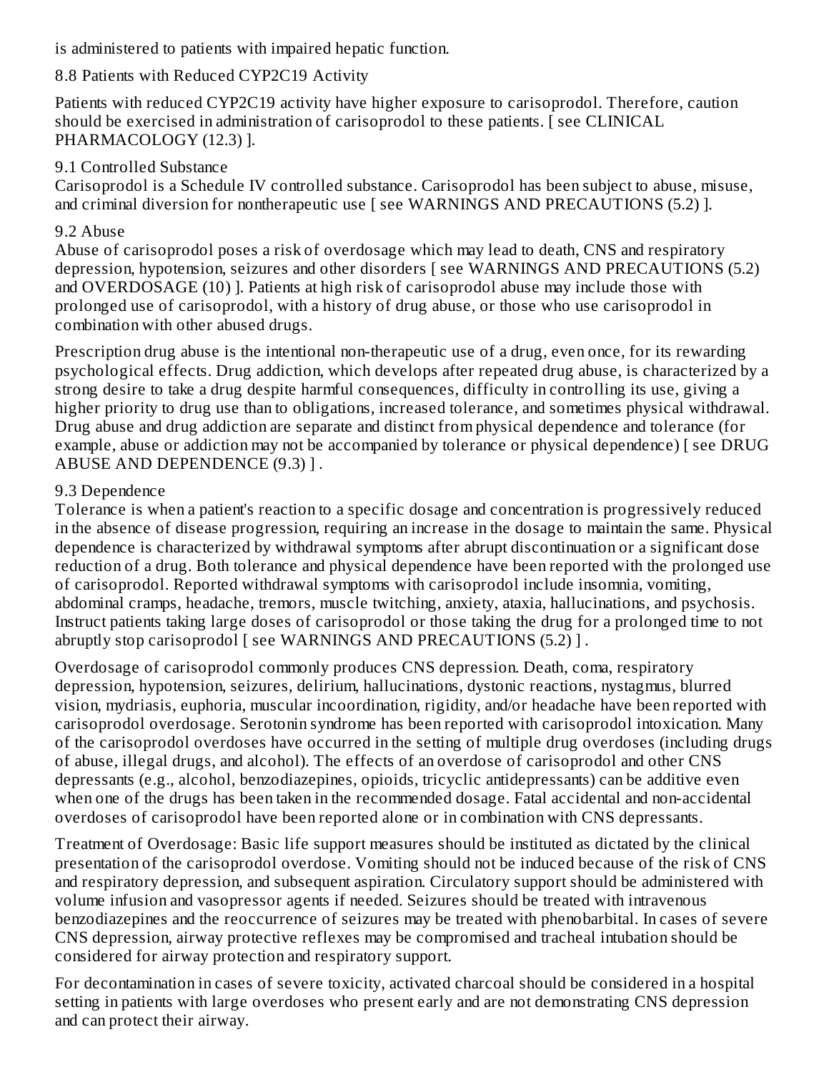is administered to patients with impaired hepatic function.

### 8.8 Patients with Reduced CYP2C19 Activity

Patients with reduced CYP2C19 activity have higher exposure to carisoprodol. Therefore, caution should be exercised in administration of carisoprodol to these patients. [ see CLINICAL PHARMACOLOGY (12.3) ].

### 9.1 Controlled Substance

Carisoprodol is a Schedule IV controlled substance. Carisoprodol has been subject to abuse, misuse, and criminal diversion for nontherapeutic use [ see WARNINGS AND PRECAUTIONS (5.2) ].

### 9.2 Abuse

Abuse of carisoprodol poses a risk of overdosage which may lead to death, CNS and respiratory depression, hypotension, seizures and other disorders [ see WARNINGS AND PRECAUTIONS (5.2) and OVERDOSAGE (10) ]. Patients at high risk of carisoprodol abuse may include those with prolonged use of carisoprodol, with a history of drug abuse, or those who use carisoprodol in combination with other abused drugs.

Prescription drug abuse is the intentional non-therapeutic use of a drug, even once, for its rewarding psychological effects. Drug addiction, which develops after repeated drug abuse, is characterized by a strong desire to take a drug despite harmful consequences, difficulty in controlling its use, giving a higher priority to drug use than to obligations, increased tolerance, and sometimes physical withdrawal. Drug abuse and drug addiction are separate and distinct from physical dependence and tolerance (for example, abuse or addiction may not be accompanied by tolerance or physical dependence) [ see DRUG ABUSE AND DEPENDENCE (9.3) ] .

### 9.3 Dependence

Tolerance is when a patient's reaction to a specific dosage and concentration is progressively reduced in the absence of disease progression, requiring an increase in the dosage to maintain the same. Physical dependence is characterized by withdrawal symptoms after abrupt discontinuation or a significant dose reduction of a drug. Both tolerance and physical dependence have been reported with the prolonged use of carisoprodol. Reported withdrawal symptoms with carisoprodol include insomnia, vomiting, abdominal cramps, headache, tremors, muscle twitching, anxiety, ataxia, hallucinations, and psychosis. Instruct patients taking large doses of carisoprodol or those taking the drug for a prolonged time to not abruptly stop carisoprodol [ see WARNINGS AND PRECAUTIONS (5.2) ] .

Overdosage of carisoprodol commonly produces CNS depression. Death, coma, respiratory depression, hypotension, seizures, delirium, hallucinations, dystonic reactions, nystagmus, blurred vision, mydriasis, euphoria, muscular incoordination, rigidity, and/or headache have been reported with carisoprodol overdosage. Serotonin syndrome has been reported with carisoprodol intoxication. Many of the carisoprodol overdoses have occurred in the setting of multiple drug overdoses (including drugs of abuse, illegal drugs, and alcohol). The effects of an overdose of carisoprodol and other CNS depressants (e.g., alcohol, benzodiazepines, opioids, tricyclic antidepressants) can be additive even when one of the drugs has been taken in the recommended dosage. Fatal accidental and non-accidental overdoses of carisoprodol have been reported alone or in combination with CNS depressants.

Treatment of Overdosage: Basic life support measures should be instituted as dictated by the clinical presentation of the carisoprodol overdose. Vomiting should not be induced because of the risk of CNS and respiratory depression, and subsequent aspiration. Circulatory support should be administered with volume infusion and vasopressor agents if needed. Seizures should be treated with intravenous benzodiazepines and the reoccurrence of seizures may be treated with phenobarbital. In cases of severe CNS depression, airway protective reflexes may be compromised and tracheal intubation should be considered for airway protection and respiratory support.

For decontamination in cases of severe toxicity, activated charcoal should be considered in a hospital setting in patients with large overdoses who present early and are not demonstrating CNS depression and can protect their airway.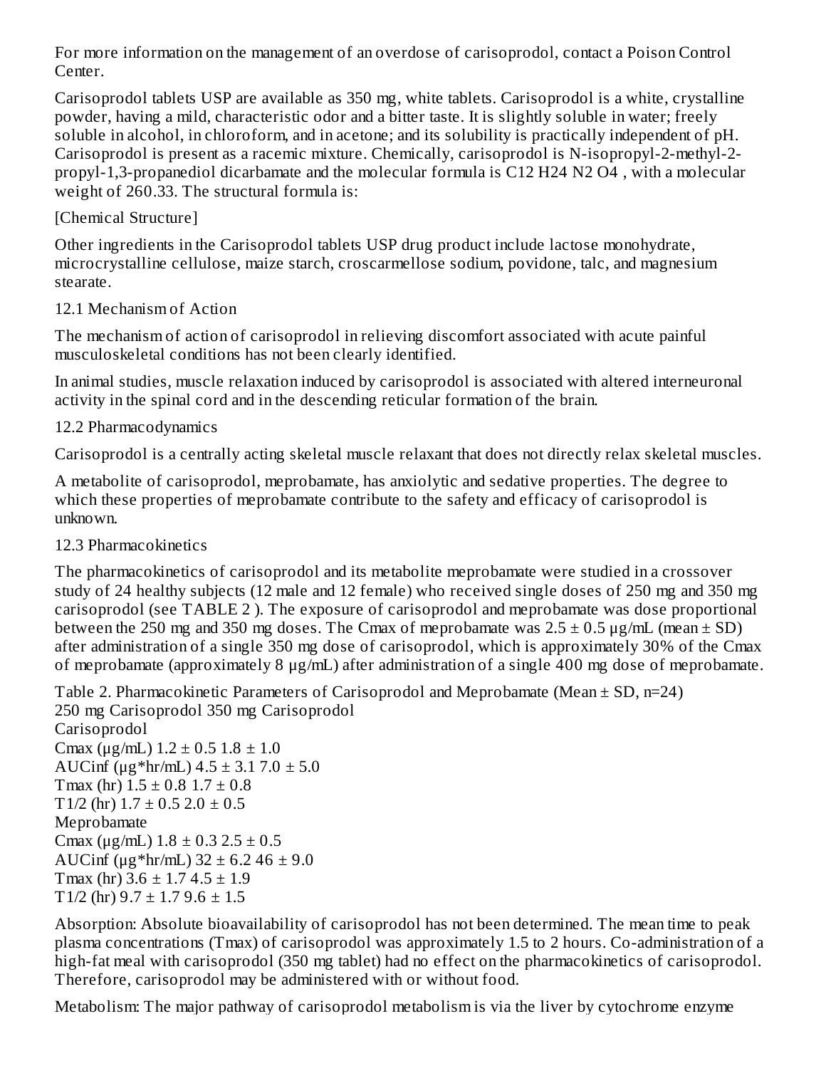For more information on the management of an overdose of carisoprodol, contact a Poison Control Center.

Carisoprodol tablets USP are available as 350 mg, white tablets. Carisoprodol is a white, crystalline powder, having a mild, characteristic odor and a bitter taste. It is slightly soluble in water; freely soluble in alcohol, in chloroform, and in acetone; and its solubility is practically independent of pH. Carisoprodol is present as a racemic mixture. Chemically, carisoprodol is N-isopropyl-2-methyl-2-propyl-1,3-propanediol dicarbamate and the molecular formula is $C_{12}H_{24}N_2O_4$, with a molecular weight of 260.33. The structural formula is:

[Chemical Structure]

Other ingredients in the Carisoprodol tablets USP drug product include lactose monohydrate, microcrystalline cellulose, maize starch, croscarmellose sodium, povidone, talc, and magnesium stearate.

## 12.1 Mechanism of Action

The mechanism of action of carisoprodol in relieving discomfort associated with acute painful musculoskeletal conditions has not been clearly identified.

In animal studies, muscle relaxation induced by carisoprodol is associated with altered interneuronal activity in the spinal cord and in the descending reticular formation of the brain.

## 12.2 Pharmacodynamics

Carisoprodol is a centrally acting skeletal muscle relaxant that does not directly relax skeletal muscles.

A metabolite of carisoprodol, meprobamate, has anxiolytic and sedative properties. The degree to which these properties of meprobamate contribute to the safety and efficacy of carisoprodol is unknown.

## 12.3 Pharmacokinetics

The pharmacokinetics of carisoprodol and its metabolite meprobamate were studied in a crossover study of 24 healthy subjects (12 male and 12 female) who received single doses of 250 mg and 350 mg carisoprodol (see TABLE 2 ). The exposure of carisoprodol and meprobamate was dose proportional between the 250 mg and 350 mg doses. The $C_{max}$ of meprobamate was $2.5 \pm 0.5$ µg/mL (mean ± SD) after administration of a single 350 mg dose of carisoprodol, which is approximately 30% of the $C_{max}$ of meprobamate (approximately 8 µg/mL) after administration of a single 400 mg dose of meprobamate.

Table 2. Pharmacokinetic Parameters of Carisoprodol and Meprobamate (Mean ± SD, n=24)

| | 250 mg Carisoprodol | 350 mg Carisoprodol |
|---|---|---|
| **Carisoprodol** | | |
| Cmax (µg/mL) | 1.2 ± 0.5 | 1.8 ± 1.0 |
| AUCinf (µg*hr/mL) | 4.5 ± 3.1 | 7.0 ± 5.0 |
| Tmax (hr) | 1.5 ± 0.8 | 1.7 ± 0.8 |
| T1/2 (hr) | 1.7 ± 0.5 | 2.0 ± 0.5 |
| **Meprobamate** | | |
| Cmax (µg/mL) | 1.8 ± 0.3 | 2.5 ± 0.5 |
| AUCinf (µg*hr/mL) | 32 ± 6.2 | 46 ± 9.0 |
| Tmax (hr) | 3.6 ± 1.7 | 4.5 ± 1.9 |
| T1/2 (hr) | 9.7 ± 1.7 | 9.6 ± 1.5 |

Absorption: Absolute bioavailability of carisoprodol has not been determined. The mean time to peak plasma concentrations ($T_{max}$) of carisoprodol was approximately 1.5 to 2 hours. Co-administration of a high-fat meal with carisoprodol (350 mg tablet) had no effect on the pharmacokinetics of carisoprodol. Therefore, carisoprodol may be administered with or without food.

Metabolism: The major pathway of carisoprodol metabolism is via the liver by cytochrome enzyme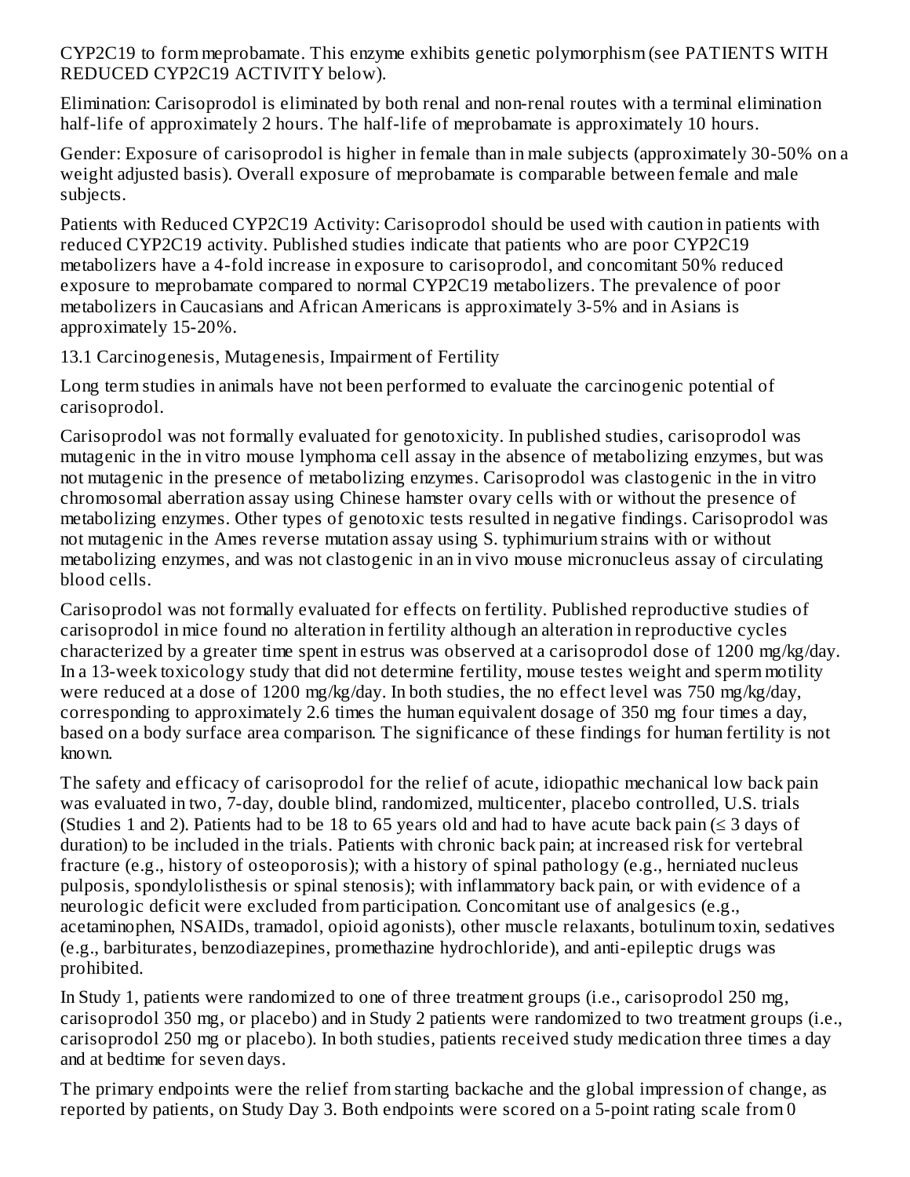CYP2C19 to form meprobamate. This enzyme exhibits genetic polymorphism (see PATIENTS WITH REDUCED CYP2C19 ACTIVITY below).

Elimination: Carisoprodol is eliminated by both renal and non-renal routes with a terminal elimination half-life of approximately 2 hours. The half-life of meprobamate is approximately 10 hours.

Gender: Exposure of carisoprodol is higher in female than in male subjects (approximately 30-50% on a weight adjusted basis). Overall exposure of meprobamate is comparable between female and male subjects.

Patients with Reduced CYP2C19 Activity: Carisoprodol should be used with caution in patients with reduced CYP2C19 activity. Published studies indicate that patients who are poor CYP2C19 metabolizers have a 4-fold increase in exposure to carisoprodol, and concomitant 50% reduced exposure to meprobamate compared to normal CYP2C19 metabolizers. The prevalence of poor metabolizers in Caucasians and African Americans is approximately 3-5% and in Asians is approximately 15-20%.

## 13.1 Carcinogenesis, Mutagenesis, Impairment of Fertility

Long term studies in animals have not been performed to evaluate the carcinogenic potential of carisoprodol.

Carisoprodol was not formally evaluated for genotoxicity. In published studies, carisoprodol was mutagenic in the in vitro mouse lymphoma cell assay in the absence of metabolizing enzymes, but was not mutagenic in the presence of metabolizing enzymes. Carisoprodol was clastogenic in the in vitro chromosomal aberration assay using Chinese hamster ovary cells with or without the presence of metabolizing enzymes. Other types of genotoxic tests resulted in negative findings. Carisoprodol was not mutagenic in the Ames reverse mutation assay using S. typhimurium strains with or without metabolizing enzymes, and was not clastogenic in an in vivo mouse micronucleus assay of circulating blood cells.

Carisoprodol was not formally evaluated for effects on fertility. Published reproductive studies of carisoprodol in mice found no alteration in fertility although an alteration in reproductive cycles characterized by a greater time spent in estrus was observed at a carisoprodol dose of 1200 mg/kg/day. In a 13-week toxicology study that did not determine fertility, mouse testes weight and sperm motility were reduced at a dose of 1200 mg/kg/day. In both studies, the no effect level was 750 mg/kg/day, corresponding to approximately 2.6 times the human equivalent dosage of 350 mg four times a day, based on a body surface area comparison. The significance of these findings for human fertility is not known.

The safety and efficacy of carisoprodol for the relief of acute, idiopathic mechanical low back pain was evaluated in two, 7-day, double blind, randomized, multicenter, placebo controlled, U.S. trials (Studies 1 and 2). Patients had to be 18 to 65 years old and had to have acute back pain (≤ 3 days of duration) to be included in the trials. Patients with chronic back pain; at increased risk for vertebral fracture (e.g., history of osteoporosis); with a history of spinal pathology (e.g., herniated nucleus pulposis, spondylolisthesis or spinal stenosis); with inflammatory back pain, or with evidence of a neurologic deficit were excluded from participation. Concomitant use of analgesics (e.g., acetaminophen, NSAIDs, tramadol, opioid agonists), other muscle relaxants, botulinum toxin, sedatives (e.g., barbiturates, benzodiazepines, promethazine hydrochloride), and anti-epileptic drugs was prohibited.

In Study 1, patients were randomized to one of three treatment groups (i.e., carisoprodol 250 mg, carisoprodol 350 mg, or placebo) and in Study 2 patients were randomized to two treatment groups (i.e., carisoprodol 250 mg or placebo). In both studies, patients received study medication three times a day and at bedtime for seven days.

The primary endpoints were the relief from starting backache and the global impression of change, as reported by patients, on Study Day 3. Both endpoints were scored on a 5-point rating scale from 0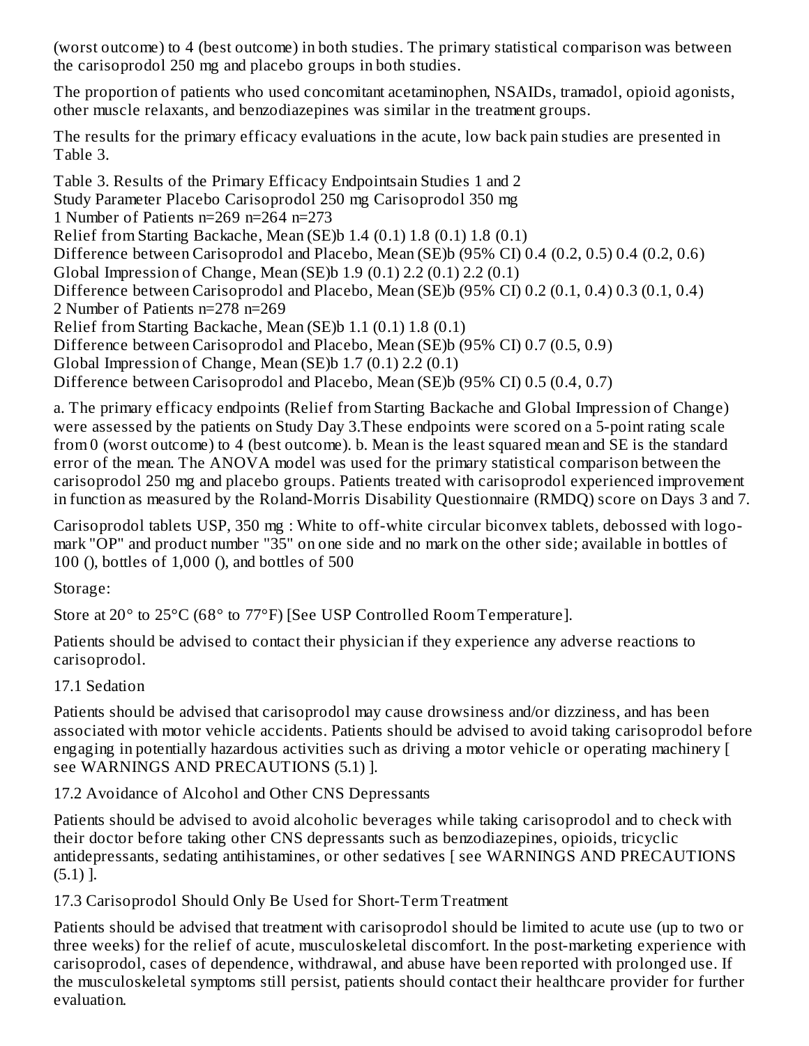(worst outcome) to 4 (best outcome) in both studies. The primary statistical comparison was between the carisoprodol 250 mg and placebo groups in both studies.

The proportion of patients who used concomitant acetaminophen, NSAIDs, tramadol, opioid agonists, other muscle relaxants, and benzodiazepines was similar in the treatment groups.

The results for the primary efficacy evaluations in the acute, low back pain studies are presented in Table 3.

Table 3. Results of the Primary Efficacy Endpoints[a] in Studies 1 and 2

| Study | Parameter | Placebo | Carisoprodol 250 mg | Carisoprodol 350 mg |
|---|---|---|---|---|
| 1 | Number of Patients | n=269 | n=264 | n=273 |
| | Relief from Starting Backache, Mean (SE)[b] | 1.4 (0.1) | 1.8 (0.1) | 1.8 (0.1) |
| | Difference between Carisoprodol and Placebo, Mean (SE)[b] (95% CI) | | 0.4 (0.2, 0.5) | 0.4 (0.2, 0.6) |
| | Global Impression of Change, Mean (SE)[b] | 1.9 (0.1) | 2.2 (0.1) | 2.2 (0.1) |
| | Difference between Carisoprodol and Placebo, Mean (SE)[b] (95% CI) | | 0.2 (0.1, 0.4) | 0.3 (0.1, 0.4) |
| 2 | Number of Patients | n=278 | n=269 | |
| | Relief from Starting Backache, Mean (SE)[b] | 1.1 (0.1) | 1.8 (0.1) | |
| | Difference between Carisoprodol and Placebo, Mean (SE)[b] (95% CI) | | 0.7 (0.5, 0.9) | |
| | Global Impression of Change, Mean (SE)[b] | 1.7 (0.1) | 2.2 (0.1) | |
| | Difference between Carisoprodol and Placebo, Mean (SE)[b] (95% CI) | | 0.5 (0.4, 0.7) | |

a. The primary efficacy endpoints (Relief from Starting Backache and Global Impression of Change) were assessed by the patients on Study Day 3.These endpoints were scored on a 5-point rating scale from 0 (worst outcome) to 4 (best outcome). b. Mean is the least squared mean and SE is the standard error of the mean. The ANOVA model was used for the primary statistical comparison between the carisoprodol 250 mg and placebo groups. Patients treated with carisoprodol experienced improvement in function as measured by the Roland-Morris Disability Questionnaire (RMDQ) score on Days 3 and 7.

Carisoprodol tablets USP, 350 mg : White to off-white circular biconvex tablets, debossed with logo-mark "OP" and product number "35" on one side and no mark on the other side; available in bottles of 100 (), bottles of 1,000 (), and bottles of 500

Storage:

Store at 20° to 25°C (68° to 77°F) [See USP Controlled Room Temperature].

Patients should be advised to contact their physician if they experience any adverse reactions to carisoprodol.

17.1 Sedation

Patients should be advised that carisoprodol may cause drowsiness and/or dizziness, and has been associated with motor vehicle accidents. Patients should be advised to avoid taking carisoprodol before engaging in potentially hazardous activities such as driving a motor vehicle or operating machinery [ see WARNINGS AND PRECAUTIONS (5.1) ].

17.2 Avoidance of Alcohol and Other CNS Depressants

Patients should be advised to avoid alcoholic beverages while taking carisoprodol and to check with their doctor before taking other CNS depressants such as benzodiazepines, opioids, tricyclic antidepressants, sedating antihistamines, or other sedatives [ see WARNINGS AND PRECAUTIONS (5.1) ].

17.3 Carisoprodol Should Only Be Used for Short-Term Treatment

Patients should be advised that treatment with carisoprodol should be limited to acute use (up to two or three weeks) for the relief of acute, musculoskeletal discomfort. In the post-marketing experience with carisoprodol, cases of dependence, withdrawal, and abuse have been reported with prolonged use. If the musculoskeletal symptoms still persist, patients should contact their healthcare provider for further evaluation.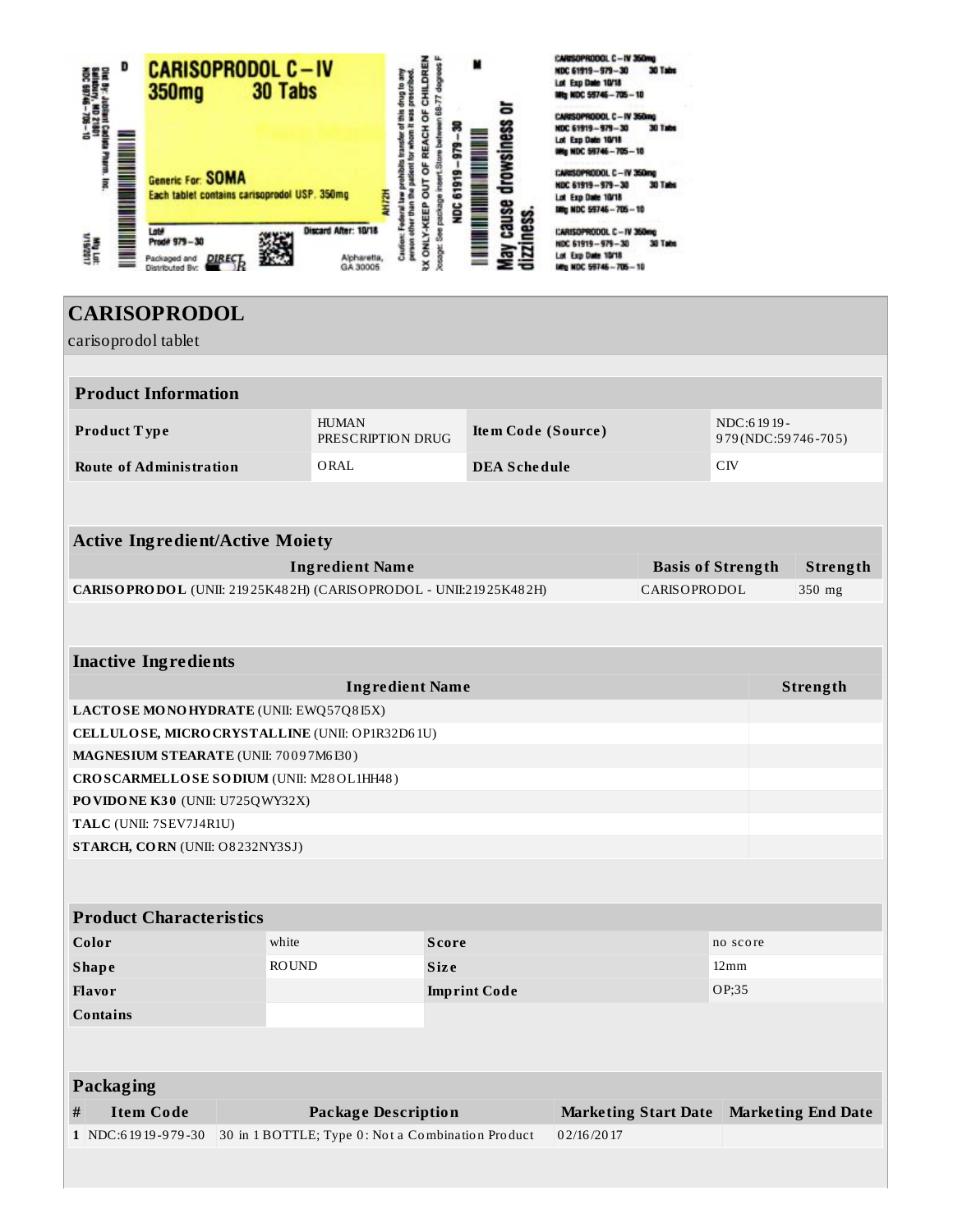Dist By: Jubilant Cadista Pharm. Inc. Salisbury, MD 21801
NDC 59746-705-10

D

**CARISOPRODOL C-IV**
**350mg 30 Tabs**

Generic For: **SOMA**
Each tablet contains carisoprodol USP. 350mg

Lot#
Prod# 979-30

Discard After: 10/18

Packaged and Distributed By: DIRECT Rx
Alpharetta, GA 30005

Mfg Lot:
1/19/2017

AH17ZH

Caution: Federal law prohibits transfer of this drug to any person other than the patient for whom it was prescribed.
RX ONLY-KEEP OUT OF REACH OF CHILDREN
Dosage: See package insert. Store between 68-77 degrees F

NDC 61919-979-30

M

May cause drowsiness or dizziness.

CARISOPRODOL C-IV 350mg
NDC 61919-979-30 30 Tabs
Lot Exp Date 10/18
Mfg NDC 59746-705-10

CARISOPRODOL C-IV 350mg
NDC 61919-979-30 30 Tabs
Lot Exp Date 10/18
Mfg NDC 59746-705-10

CARISOPRODOL C-IV 350mg
NDC 61919-979-30 30 Tabs
Lot Exp Date 10/18
Mfg NDC 59746-705-10

CARISOPRODOL C-IV 350mg
NDC 61919-979-30 30 Tabs
Lot Exp Date 10/18
Mfg NDC 59746-705-10

# CARISOPRODOL

carisoprodol tablet

| **Product Information** | | | |
|---|---|---|---|
| **Product Type** | HUMAN PRESCRIPTION DRUG | **Item Code (Source)** | NDC:61919-979(NDC:59746-705) |
| **Route of Administration** | ORAL | **DEA Schedule** | CIV |

| **Active Ingredient/Active Moiety** | | |
|---|---|---|
| **Ingredient Name** | **Basis of Strength** | **Strength** |
| **CARISOPRODOL** (UNII: 21925K482H) (CARISOPRODOL - UNII:21925K482H) | CARISOPRODOL | 350 mg |

| **Inactive Ingredients** | |
|---|---|
| **Ingredient Name** | **Strength** |
| **LACTOSE MONOHYDRATE** (UNII: EWQ57Q8I5X) | |
| **CELLULOSE, MICROCRYSTALLINE** (UNII: OP1R32D61U) | |
| **MAGNESIUM STEARATE** (UNII: 70097M6I30) | |
| **CROSCARMELLOSE SODIUM** (UNII: M28OL1HH48) | |
| **POVIDONE K30** (UNII: U725QWY32X) | |
| **TALC** (UNII: 7SEV7J4R1U) | |
| **STARCH, CORN** (UNII: O8232NY3SJ) | |

| **Product Characteristics** | | | |
|---|---|---|---|
| **Color** | white | **Score** | no score |
| **Shape** | ROUND | **Size** | 12mm |
| **Flavor** | | **Imprint Code** | OP;35 |
| **Contains** | | | |

| **Packaging** | | | | |
|---|---|---|---|---|
| **#** | **Item Code** | **Package Description** | **Marketing Start Date** | **Marketing End Date** |
| 1 | NDC:61919-979-30 | 30 in 1 BOTTLE; Type 0: Not a Combination Product | 02/16/2017 | |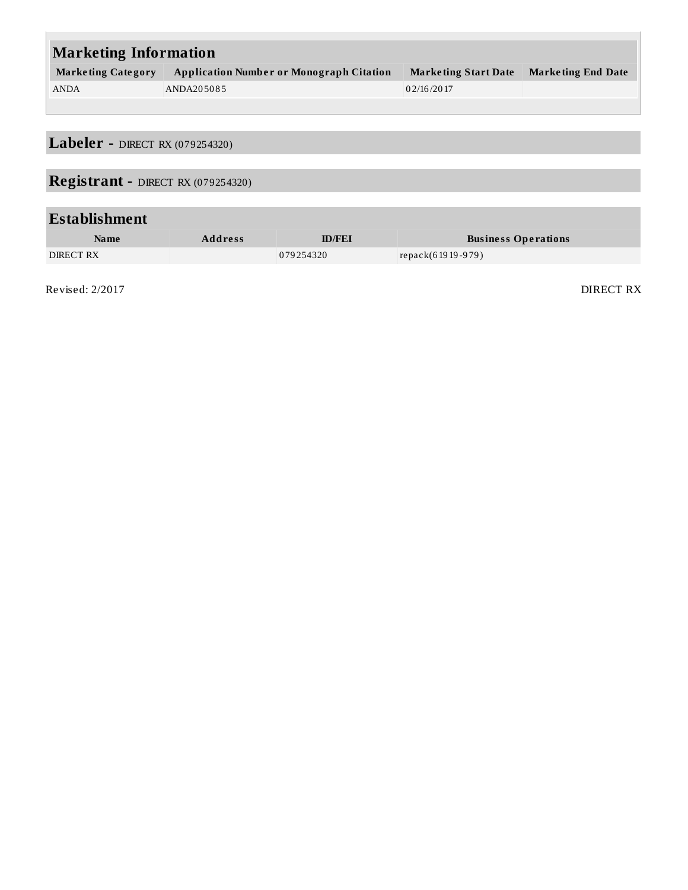## Marketing Information

| Marketing Category | Application Number or Monograph Citation | Marketing Start Date | Marketing End Date |
|---|---|---|---|
| ANDA | ANDA205085 | 02/16/2017 | |

## Labeler - DIRECT RX (079254320)

## Registrant - DIRECT RX (079254320)

## Establishment

| Name | Address | ID/FEI | Business Operations |
|---|---|---|---|
| DIRECT RX | | 079254320 | repack(61919-979) |

Revised: 2/2017

DIRECT RX